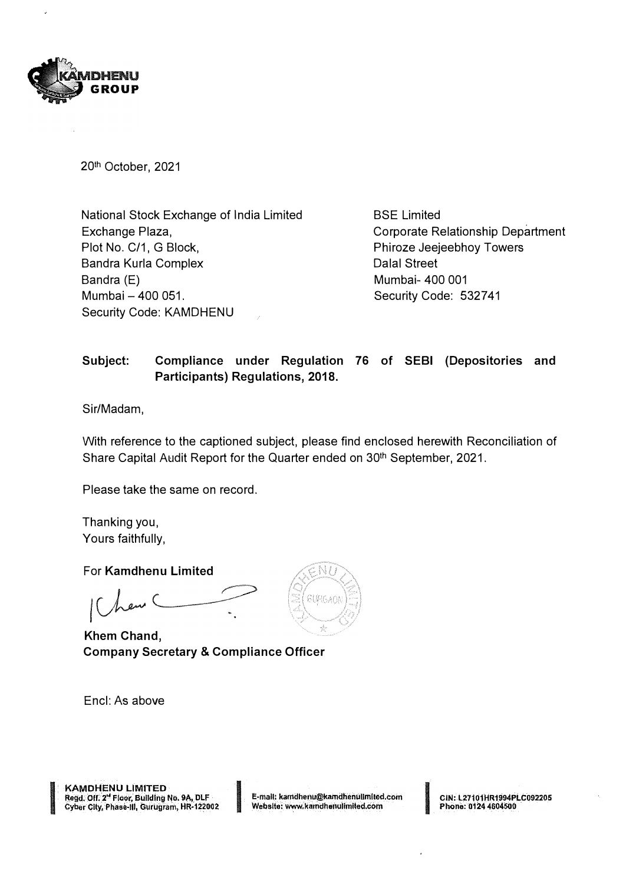20th October, 2021

National Stock Exchange of India Limited
Exchange Plaza,
Plot No. C/1, G Block,
Bandra Kurla Complex
Bandra (E)
Mumbai – 400 051.
Security Code: KAMDHENU

BSE Limited
Corporate Relationship Department
Phiroze Jeejeebhoy Towers
Dalal Street
Mumbai- 400 001
Security Code: 532741

**Subject: Compliance under Regulation 76 of SEBI (Depositories and Participants) Regulations, 2018.**

Sir/Madam,

With reference to the captioned subject, please find enclosed herewith Reconciliation of Share Capital Audit Report for the Quarter ended on 30th September, 2021.

Please take the same on record.

Thanking you,
Yours faithfully,

For **Kamdhenu Limited**

**Khem Chand,**
**Company Secretary & Compliance Officer**

Encl: As above

**KAMDHENU LIMITED**
Regd. Off. 2nd Floor, Building No. 9A, DLF Cyber City, Phase-III, Gurugram, HR-122002

E-mail: kamdhenu@kamdhenulimited.com
Website: www.kamdhenulimited.com

CIN: L27101HR1994PLC092205
Phone: 0124 4604500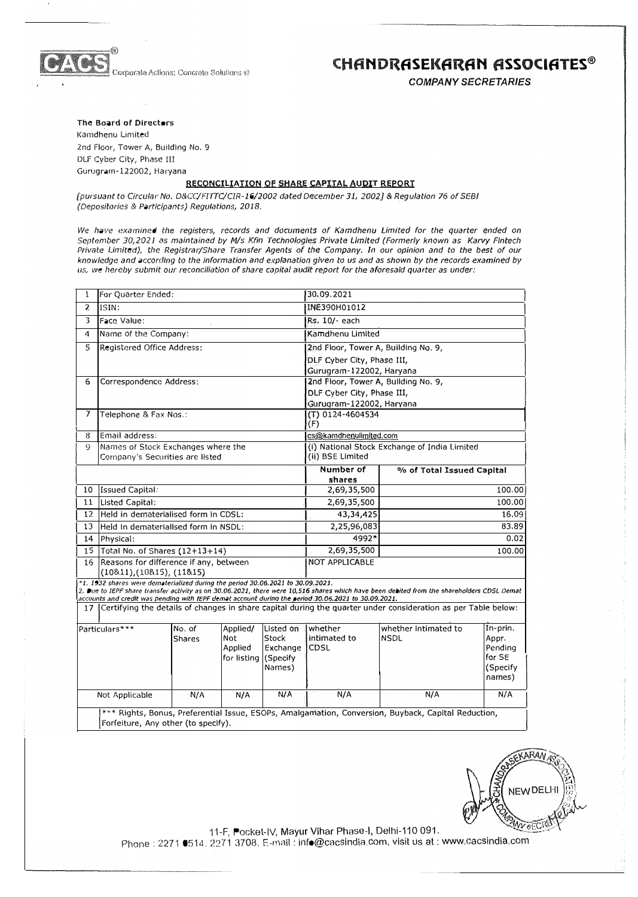CACS® Corporate Actions; Concrete Solutions ©

# CHANDRASEKARAN ASSOCIATES®

*COMPANY SECRETARIES*

**The Board of Directors**
Kamdhenu Limited
2nd Floor, Tower A, Building No. 9
DLF Cyber City, Phase III
Gurugram-122002, Haryana

## RECONCILIATION OF SHARE CAPITAL AUDIT REPORT

*[pursuant to Circular No. D&CC/FITTC/CIR-16/2002 dated December 31, 2002] & Regulation 76 of SEBI (Depositories & Participants) Regulations, 2018.*

*We have examined the registers, records and documents of Kamdhenu Limited for the quarter ended on September 30,2021 as maintained by M/s Kfin Technologies Private Limited (Formerly known as Karvy Fintech Private Limited), the Registrar/Share Transfer Agents of the Company. In our opinion and to the best of our knowledge and according to the information and explanation given to us and as shown by the records examined by us, we hereby submit our reconciliation of share capital audit report for the aforesaid quarter as under:*

| | | | |
|---|---|---|---|
| 1 | For Quarter Ended: | 30.09.2021 | |
| 2 | ISIN: | INE390H01012 | |
| 3 | Face Value: | Rs. 10/- each | |
| 4 | Name of the Company: | Kamdhenu Limited | |
| 5 | Registered Office Address: | 2nd Floor, Tower A, Building No. 9, DLF Cyber City, Phase III, Gurugram-122002, Haryana | |
| 6 | Correspondence Address: | 2nd Floor, Tower A, Building No. 9, DLF Cyber City, Phase III, Gurugram-122002, Haryana | |
| 7 | Telephone & Fax Nos.: | (T) 0124-4604534<br>(F) | |
| 8 | Email address: | cs@kamdhenulimited.com | |
| 9 | Names of Stock Exchanges where the Company's Securities are listed | (i) National Stock Exchange of India Limited<br>(ii) BSE Limited | |
| | | **Number of shares** | **% of Total Issued Capital** |
| 10 | Issued Capital: | 2,69,35,500 | 100.00 |
| 11 | Listed Capital: | 2,69,35,500 | 100.00 |
| 12 | Held in dematerialised form in CDSL: | 43,34,425 | 16.09 |
| 13 | Held in dematerialised form in NSDL: | 2,25,96,083 | 83.89 |
| 14 | Physical: | 4992* | 0.02 |
| 15 | Total No. of Shares (12+13+14) | 2,69,35,500 | 100.00 |
| 16 | Reasons for difference if any, between (10&11),(10&15), (11&15) | NOT APPLICABLE | |

*\*1. 1932 shares were dematerialized during the period 30.06.2021 to 30.09.2021.*
*2. Due to IEPF share transfer activity as on 30.06.2021, there were 10,516 shares which have been debited from the shareholders CDSL Demat accounts and credit was pending with IEPF demat account during the period 30.06.2021 to 30.09.2021.*

17 Certifying the details of changes in share capital during the quarter under consideration as per Table below:

| Particulars*** | No. of Shares | Applied/ Not Applied for listing | Listed on Stock Exchange (Specify Names) | whether intimated to CDSL | whether intimated to NSDL | In-prin. Appr. Pending for SE (Specify names) |
|---|---|---|---|---|---|---|
| Not Applicable | N/A | N/A | N/A | N/A | N/A | N/A |

*** Rights, Bonus, Preferential Issue, ESOPs, Amalgamation, Conversion, Buyback, Capital Reduction, Forfeiture, Any other (to specify).

11-F, Pocket-IV, Mayur Vihar Phase-I, Delhi-110 091.
Phone : 2271 0514, 2271 3708, E-mail : info@cacsindia.com, visit us at : www.cacsindia.com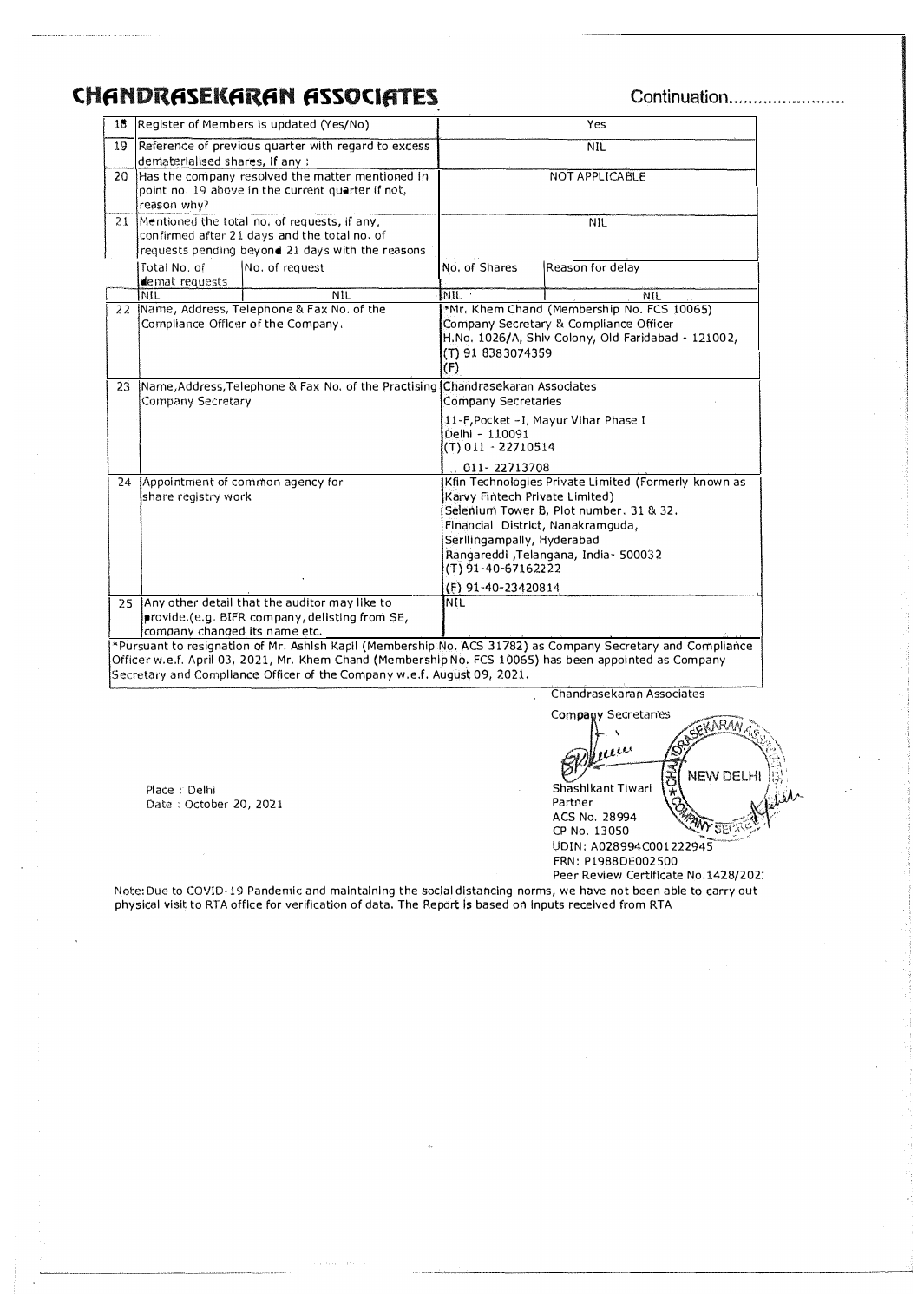# CHANDRASEKARAN ASSOCIATES

Continuation........................

| | | | | | |
|---|---|---|---|---|---|
| 18 | Register of Members is updated (Yes/No) | | Yes | | |
| 19 | Reference of previous quarter with regard to excess dematerialised shares, if any : | | NIL | | |
| 20 | Has the company resolved the matter mentioned in point no. 19 above in the current quarter if not, reason why? | | NOT APPLICABLE | | |
| 21 | Mentioned the total no. of requests, if any, confirmed after 21 days and the total no. of requests pending beyond 21 days with the reasons | | NIL | | |
| | Total No. of demat requests | No. of request | No. of Shares | Reason for delay | |
| | NIL | NIL | NIL | NIL | |
| 22 | Name, Address, Telephone & Fax No. of the Compliance Officer of the Company. | | *Mr. Khem Chand (Membership No. FCS 10065)<br>Company Secretary & Compliance Officer<br>H.No. 1026/A, Shiv Colony, Old Faridabad - 121002,<br>(T) 91 8383074359<br>(F) | | |
| 23 | Name, Address, Telephone & Fax No. of the Practising Company Secretary | | Chandrasekaran Associates<br>Company Secretaries<br>11-F, Pocket -I, Mayur Vihar Phase I<br>Delhi - 110091<br>(T) 011 - 22710514<br>011- 22713708 | | |
| 24 | Appointment of common agency for share registry work | | Kfin Technologies Private Limited (Formerly known as Karvy Fintech Private Limited)<br>Selenium Tower B, Plot number. 31 & 32.<br>Financial District, Nanakramguda,<br>Serilingampally, Hyderabad<br>Rangareddi ,Telangana, India- 500032<br>(T) 91-40-67162222<br>(F) 91-40-23420814 | | |
| 25 | Any other detail that the auditor may like to provide.(e.g. BIFR company, delisting from SE, company changed its name etc. | | NIL | | |

*Pursuant to resignation of Mr. Ashish Kapil (Membership No. ACS 31782) as Company Secretary and Compliance Officer w.e.f. April 03, 2021, Mr. Khem Chand (Membership No. FCS 10065) has been appointed as Company Secretary and Compliance Officer of the Company w.e.f. August 09, 2021.

Chandrasekaran Associates
Company Secretaries

Shashikant Tiwari
Partner
ACS No. 28994
CP No. 13050
UDIN: A028994C001222945
FRN: P1988DE002500
Peer Review Certificate No.1428/202:

Place : Delhi
Date : October 20, 2021.

Note: Due to COVID-19 Pandemic and maintaining the social distancing norms, we have not been able to carry out physical visit to RTA office for verification of data. The Report is based on inputs received from RTA